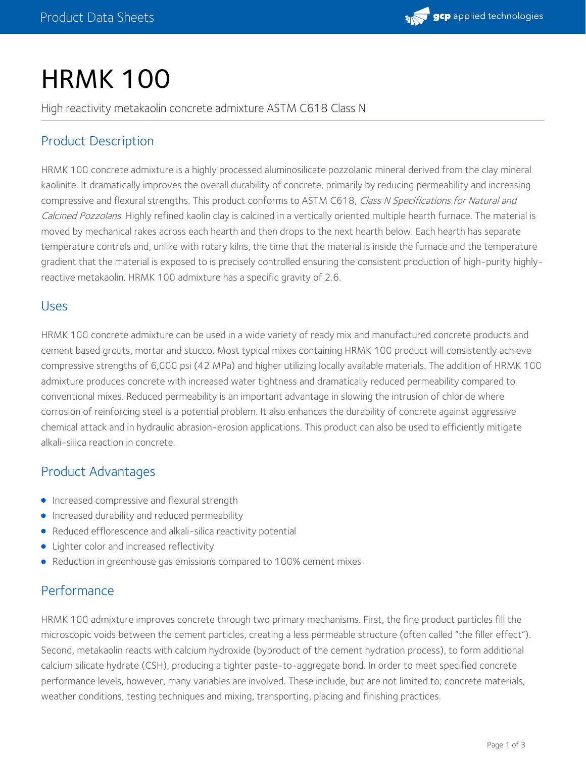# HRMK 100

High reactivity metakaolin concrete admixture ASTM C618 Class N

## Product Description

HRMK 100 concrete admixture is a highly processed aluminosilicate pozzolanic mineral derived from the clay mineral kaolinite. It dramatically improves the overall durability of concrete, primarily by reducing permeability and increasing compressive and flexural strengths. This product conforms to ASTM C618, *Class N Specifications for Natural and Calcined Pozzolans*. Highly refined kaolin clay is calcined in a vertically oriented multiple hearth furnace. The material is moved by mechanical rakes across each hearth and then drops to the next hearth below. Each hearth has separate temperature controls and, unlike with rotary kilns, the time that the material is inside the furnace and the temperature gradient that the material is exposed to is precisely controlled ensuring the consistent production of high-purity highly-reactive metakaolin. HRMK 100 admixture has a specific gravity of 2.6.

## Uses

HRMK 100 concrete admixture can be used in a wide variety of ready mix and manufactured concrete products and cement based grouts, mortar and stucco. Most typical mixes containing HRMK 100 product will consistently achieve compressive strengths of 6,000 psi (42 MPa) and higher utilizing locally available materials. The addition of HRMK 100 admixture produces concrete with increased water tightness and dramatically reduced permeability compared to conventional mixes. Reduced permeability is an important advantage in slowing the intrusion of chloride where corrosion of reinforcing steel is a potential problem. It also enhances the durability of concrete against aggressive chemical attack and in hydraulic abrasion-erosion applications. This product can also be used to efficiently mitigate alkali-silica reaction in concrete.

## Product Advantages

- Increased compressive and flexural strength
- Increased durability and reduced permeability
- Reduced efflorescence and alkali-silica reactivity potential
- Lighter color and increased reflectivity
- Reduction in greenhouse gas emissions compared to 100% cement mixes

## Performance

HRMK 100 admixture improves concrete through two primary mechanisms. First, the fine product particles fill the microscopic voids between the cement particles, creating a less permeable structure (often called "the filler effect"). Second, metakaolin reacts with calcium hydroxide (byproduct of the cement hydration process), to form additional calcium silicate hydrate (CSH), producing a tighter paste-to-aggregate bond. In order to meet specified concrete performance levels, however, many variables are involved. These include, but are not limited to; concrete materials, weather conditions, testing techniques and mixing, transporting, placing and finishing practices.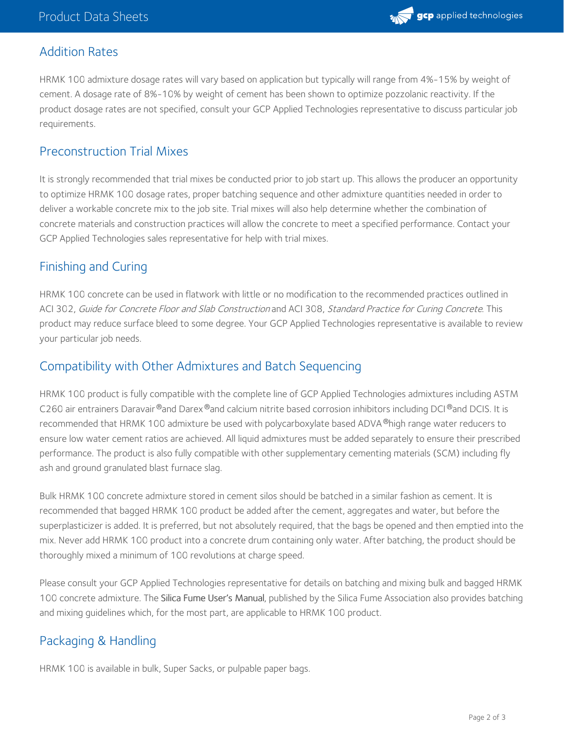## Addition Rates

HRMK 100 admixture dosage rates will vary based on application but typically will range from 4%-15% by weight of cement. A dosage rate of 8%-10% by weight of cement has been shown to optimize pozzolanic reactivity. If the product dosage rates are not specified, consult your GCP Applied Technologies representative to discuss particular job requirements.

## Preconstruction Trial Mixes

It is strongly recommended that trial mixes be conducted prior to job start up. This allows the producer an opportunity to optimize HRMK 100 dosage rates, proper batching sequence and other admixture quantities needed in order to deliver a workable concrete mix to the job site. Trial mixes will also help determine whether the combination of concrete materials and construction practices will allow the concrete to meet a specified performance. Contact your GCP Applied Technologies sales representative for help with trial mixes.

## Finishing and Curing

HRMK 100 concrete can be used in flatwork with little or no modification to the recommended practices outlined in ACI 302, *Guide for Concrete Floor and Slab Construction* and ACI 308, *Standard Practice for Curing Concrete*. This product may reduce surface bleed to some degree. Your GCP Applied Technologies representative is available to review your particular job needs.

## Compatibility with Other Admixtures and Batch Sequencing

HRMK 100 product is fully compatible with the complete line of GCP Applied Technologies admixtures including ASTM C260 air entrainers Daravair® and Darex® and calcium nitrite based corrosion inhibitors including DCI® and DCIS. It is recommended that HRMK 100 admixture be used with polycarboxylate based ADVA® high range water reducers to ensure low water cement ratios are achieved. All liquid admixtures must be added separately to ensure their prescribed performance. The product is also fully compatible with other supplementary cementing materials (SCM) including fly ash and ground granulated blast furnace slag.

Bulk HRMK 100 concrete admixture stored in cement silos should be batched in a similar fashion as cement. It is recommended that bagged HRMK 100 product be added after the cement, aggregates and water, but before the superplasticizer is added. It is preferred, but not absolutely required, that the bags be opened and then emptied into the mix. Never add HRMK 100 product into a concrete drum containing only water. After batching, the product should be thoroughly mixed a minimum of 100 revolutions at charge speed.

Please consult your GCP Applied Technologies representative for details on batching and mixing bulk and bagged HRMK 100 concrete admixture. The Silica Fume User's Manual, published by the Silica Fume Association also provides batching and mixing guidelines which, for the most part, are applicable to HRMK 100 product.

## Packaging & Handling

HRMK 100 is available in bulk, Super Sacks, or pulpable paper bags.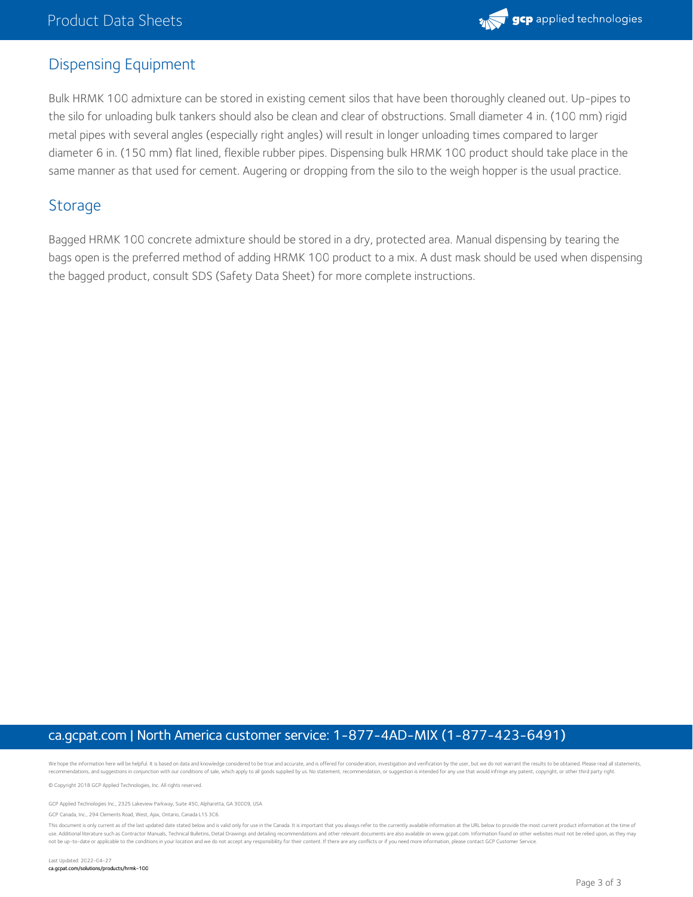## Dispensing Equipment

Bulk HRMK 100 admixture can be stored in existing cement silos that have been thoroughly cleaned out. Up-pipes to the silo for unloading bulk tankers should also be clean and clear of obstructions. Small diameter 4 in. (100 mm) rigid metal pipes with several angles (especially right angles) will result in longer unloading times compared to larger diameter 6 in. (150 mm) flat lined, flexible rubber pipes. Dispensing bulk HRMK 100 product should take place in the same manner as that used for cement. Augering or dropping from the silo to the weigh hopper is the usual practice.

## Storage

Bagged HRMK 100 concrete admixture should be stored in a dry, protected area. Manual dispensing by tearing the bags open is the preferred method of adding HRMK 100 product to a mix. A dust mask should be used when dispensing the bagged product, consult SDS (Safety Data Sheet) for more complete instructions.

ca.gcpat.com | North America customer service: 1-877-4AD-MIX (1-877-423-6491)

We hope the information here will be helpful. It is based on data and knowledge considered to be true and accurate, and is offered for consideration, investigation and verification by the user, but we do not warrant the results to be obtained. Please read all statements, recommendations, and suggestions in conjunction with our conditions of sale, which apply to all goods supplied by us. No statement, recommendation, or suggestion is intended for any use that would infringe any patent, copyright, or other third party right.

© Copyright 2018 GCP Applied Technologies, Inc. All rights reserved.

GCP Applied Technologies Inc., 2325 Lakeview Parkway, Suite 450, Alpharetta, GA 30009, USA

GCP Canada, Inc., 294 Clements Road, West, Ajax, Ontario, Canada L1S 3C6.

This document is only current as of the last updated date stated below and is valid only for use in the Canada. It is important that you always refer to the currently available information at the URL below to provide the most current product information at the time of use. Additional literature such as Contractor Manuals, Technical Bulletins, Detail Drawings and detailing recommendations and other relevant documents are also available on www.gcpat.com. Information found on other websites must not be relied upon, as they may not be up-to-date or applicable to the conditions in your location and we do not accept any responsibility for their content. If there are any conflicts or if you need more information, please contact GCP Customer Service.

Last Updated: 2022-04-27
ca.gcpat.com/solutions/products/hrmk-100